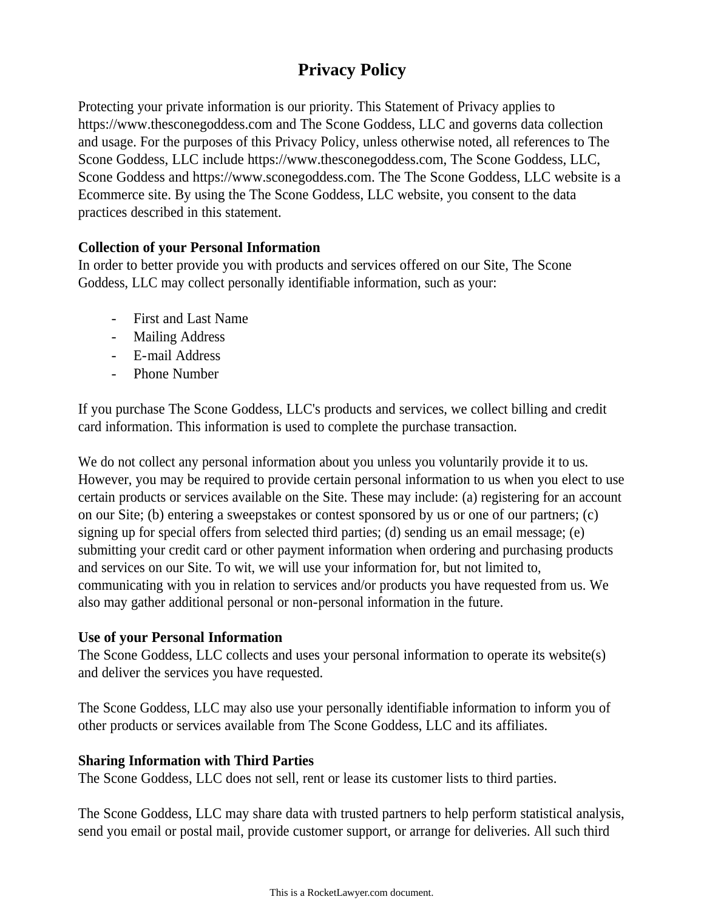# Privacy Policy

Protecting your private information is our priority. This Statement of Privacy applies to https://www.thesconegoddess.com and The Scone Goddess, LLC and governs data collection and usage. For the purposes of this Privacy Policy, unless otherwise noted, all references to The Scone Goddess, LLC include https://www.thesconegoddess.com, The Scone Goddess, LLC, Scone Goddess and https://www.sconegoddess.com. The The Scone Goddess, LLC website is a Ecommerce site. By using the The Scone Goddess, LLC website, you consent to the data practices described in this statement.

**Collection of your Personal Information**
In order to better provide you with products and services offered on our Site, The Scone Goddess, LLC may collect personally identifiable information, such as your:

- First and Last Name
- Mailing Address
- E-mail Address
- Phone Number

If you purchase The Scone Goddess, LLC's products and services, we collect billing and credit card information. This information is used to complete the purchase transaction.

We do not collect any personal information about you unless you voluntarily provide it to us. However, you may be required to provide certain personal information to us when you elect to use certain products or services available on the Site. These may include: (a) registering for an account on our Site; (b) entering a sweepstakes or contest sponsored by us or one of our partners; (c) signing up for special offers from selected third parties; (d) sending us an email message; (e) submitting your credit card or other payment information when ordering and purchasing products and services on our Site. To wit, we will use your information for, but not limited to, communicating with you in relation to services and/or products you have requested from us. We also may gather additional personal or non-personal information in the future.

**Use of your Personal Information**
The Scone Goddess, LLC collects and uses your personal information to operate its website(s) and deliver the services you have requested.

The Scone Goddess, LLC may also use your personally identifiable information to inform you of other products or services available from The Scone Goddess, LLC and its affiliates.

**Sharing Information with Third Parties**
The Scone Goddess, LLC does not sell, rent or lease its customer lists to third parties.

The Scone Goddess, LLC may share data with trusted partners to help perform statistical analysis, send you email or postal mail, provide customer support, or arrange for deliveries. All such third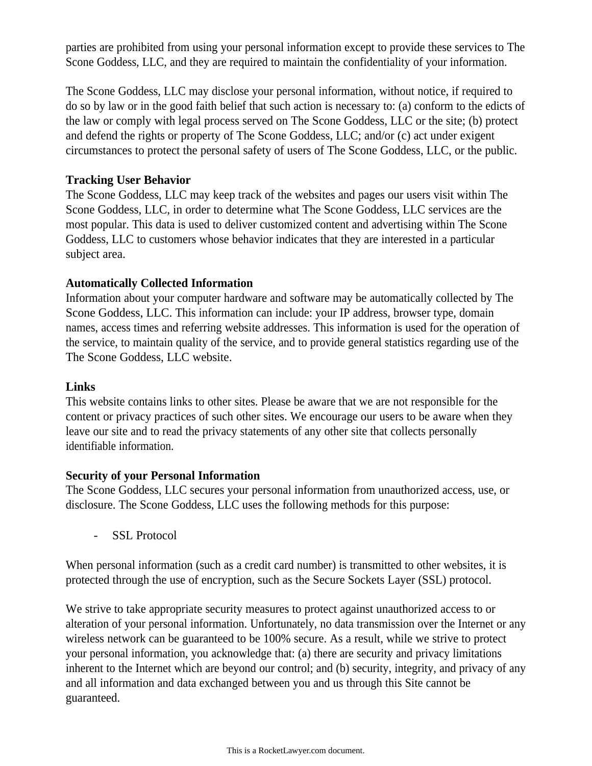parties are prohibited from using your personal information except to provide these services to The Scone Goddess, LLC, and they are required to maintain the confidentiality of your information.

The Scone Goddess, LLC may disclose your personal information, without notice, if required to do so by law or in the good faith belief that such action is necessary to: (a) conform to the edicts of the law or comply with legal process served on The Scone Goddess, LLC or the site; (b) protect and defend the rights or property of The Scone Goddess, LLC; and/or (c) act under exigent circumstances to protect the personal safety of users of The Scone Goddess, LLC, or the public.

**Tracking User Behavior**
The Scone Goddess, LLC may keep track of the websites and pages our users visit within The Scone Goddess, LLC, in order to determine what The Scone Goddess, LLC services are the most popular. This data is used to deliver customized content and advertising within The Scone Goddess, LLC to customers whose behavior indicates that they are interested in a particular subject area.

**Automatically Collected Information**
Information about your computer hardware and software may be automatically collected by The Scone Goddess, LLC. This information can include: your IP address, browser type, domain names, access times and referring website addresses. This information is used for the operation of the service, to maintain quality of the service, and to provide general statistics regarding use of the The Scone Goddess, LLC website.

**Links**
This website contains links to other sites. Please be aware that we are not responsible for the content or privacy practices of such other sites. We encourage our users to be aware when they leave our site and to read the privacy statements of any other site that collects personally identifiable information.

**Security of your Personal Information**
The Scone Goddess, LLC secures your personal information from unauthorized access, use, or disclosure. The Scone Goddess, LLC uses the following methods for this purpose:

- SSL Protocol

When personal information (such as a credit card number) is transmitted to other websites, it is protected through the use of encryption, such as the Secure Sockets Layer (SSL) protocol.

We strive to take appropriate security measures to protect against unauthorized access to or alteration of your personal information. Unfortunately, no data transmission over the Internet or any wireless network can be guaranteed to be 100% secure. As a result, while we strive to protect your personal information, you acknowledge that: (a) there are security and privacy limitations inherent to the Internet which are beyond our control; and (b) security, integrity, and privacy of any and all information and data exchanged between you and us through this Site cannot be guaranteed.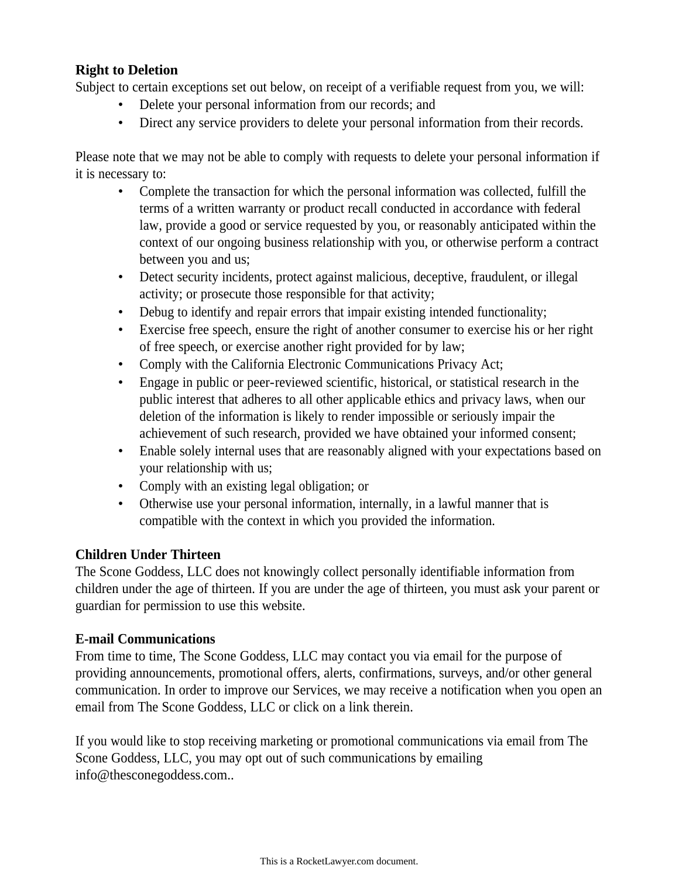**Right to Deletion**

Subject to certain exceptions set out below, on receipt of a verifiable request from you, we will:

- Delete your personal information from our records; and
- Direct any service providers to delete your personal information from their records.

Please note that we may not be able to comply with requests to delete your personal information if it is necessary to:

- Complete the transaction for which the personal information was collected, fulfill the terms of a written warranty or product recall conducted in accordance with federal law, provide a good or service requested by you, or reasonably anticipated within the context of our ongoing business relationship with you, or otherwise perform a contract between you and us;
- Detect security incidents, protect against malicious, deceptive, fraudulent, or illegal activity; or prosecute those responsible for that activity;
- Debug to identify and repair errors that impair existing intended functionality;
- Exercise free speech, ensure the right of another consumer to exercise his or her right of free speech, or exercise another right provided for by law;
- Comply with the California Electronic Communications Privacy Act;
- Engage in public or peer-reviewed scientific, historical, or statistical research in the public interest that adheres to all other applicable ethics and privacy laws, when our deletion of the information is likely to render impossible or seriously impair the achievement of such research, provided we have obtained your informed consent;
- Enable solely internal uses that are reasonably aligned with your expectations based on your relationship with us;
- Comply with an existing legal obligation; or
- Otherwise use your personal information, internally, in a lawful manner that is compatible with the context in which you provided the information.

**Children Under Thirteen**

The Scone Goddess, LLC does not knowingly collect personally identifiable information from children under the age of thirteen. If you are under the age of thirteen, you must ask your parent or guardian for permission to use this website.

**E-mail Communications**

From time to time, The Scone Goddess, LLC may contact you via email for the purpose of providing announcements, promotional offers, alerts, confirmations, surveys, and/or other general communication. In order to improve our Services, we may receive a notification when you open an email from The Scone Goddess, LLC or click on a link therein.

If you would like to stop receiving marketing or promotional communications via email from The Scone Goddess, LLC, you may opt out of such communications by emailing info@thesconegoddess.com..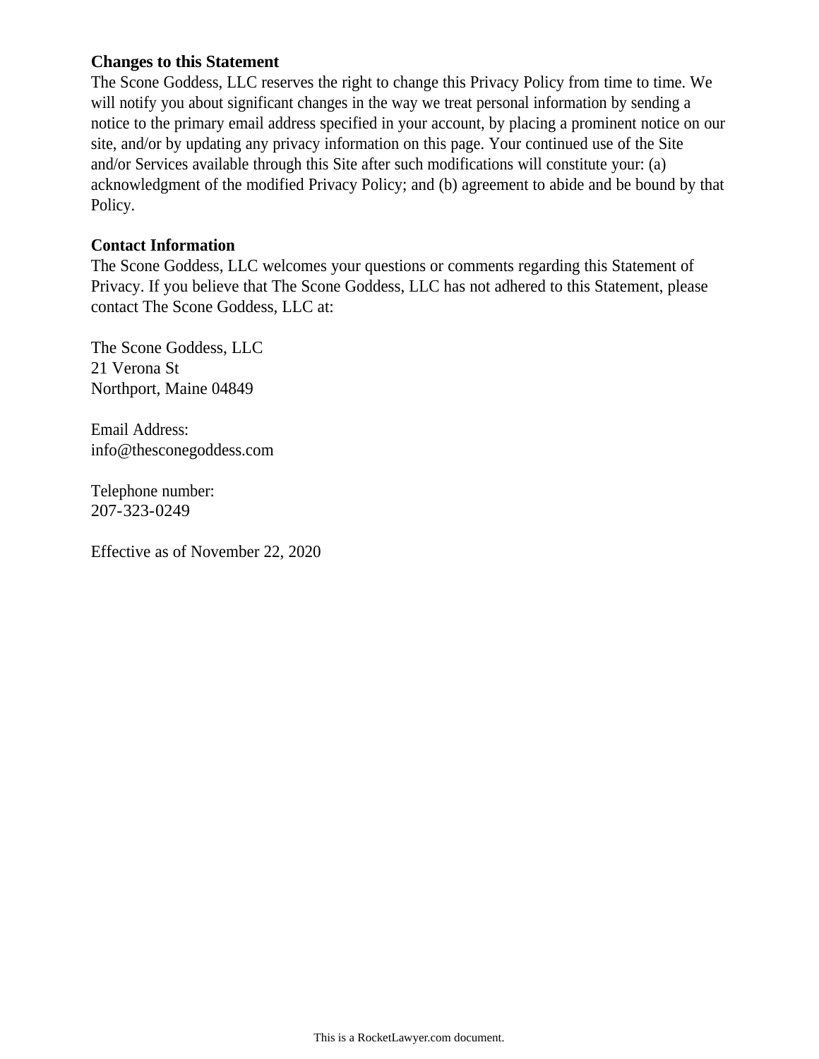**Changes to this Statement**

The Scone Goddess, LLC reserves the right to change this Privacy Policy from time to time. We will notify you about significant changes in the way we treat personal information by sending a notice to the primary email address specified in your account, by placing a prominent notice on our site, and/or by updating any privacy information on this page. Your continued use of the Site and/or Services available through this Site after such modifications will constitute your: (a) acknowledgment of the modified Privacy Policy; and (b) agreement to abide and be bound by that Policy.

**Contact Information**

The Scone Goddess, LLC welcomes your questions or comments regarding this Statement of Privacy. If you believe that The Scone Goddess, LLC has not adhered to this Statement, please contact The Scone Goddess, LLC at:

The Scone Goddess, LLC
21 Verona St
Northport, Maine 04849

Email Address:
info@thesconegoddess.com

Telephone number:
207-323-0249

Effective as of November 22, 2020